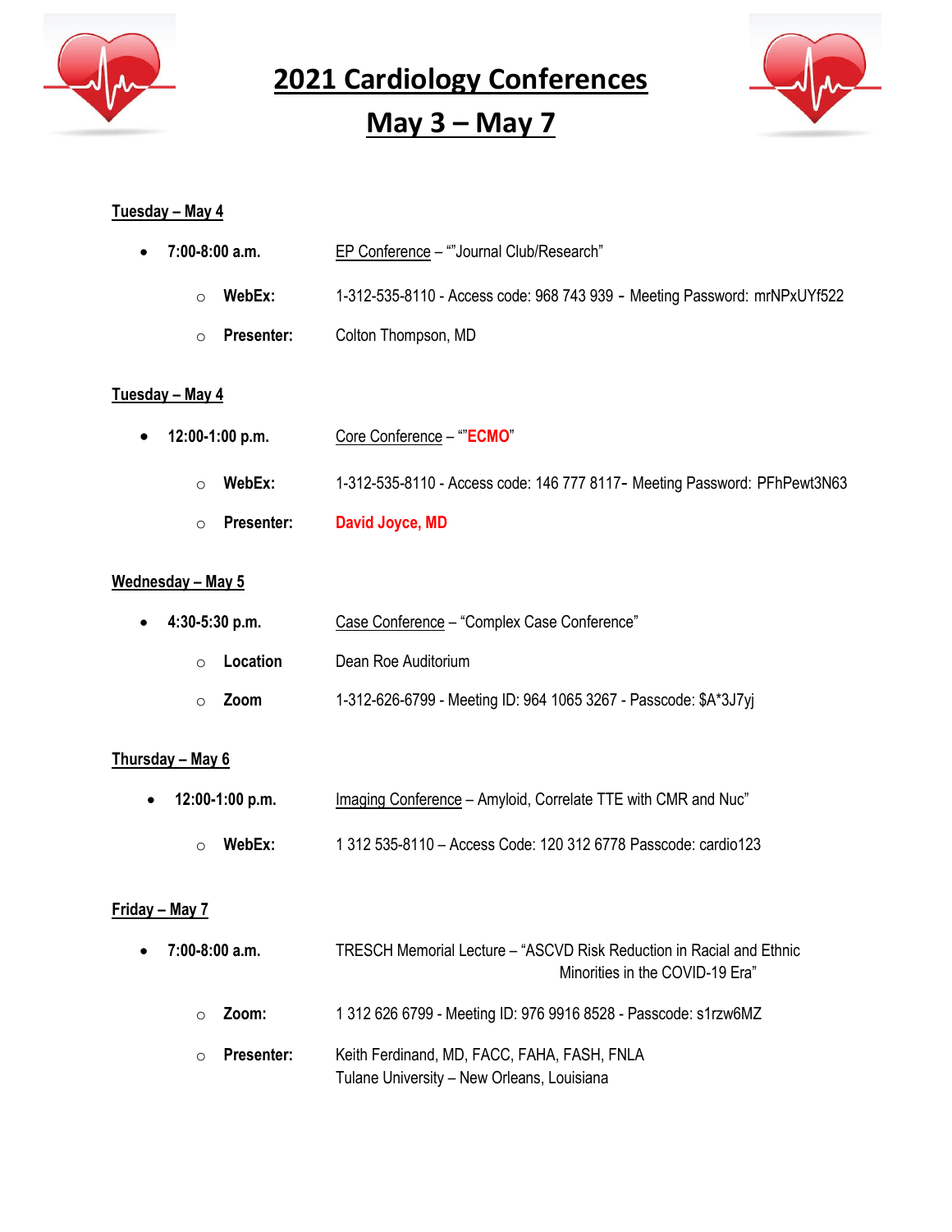# 2021 Cardiology Conferences

# May 3 – May 7

**Tuesday – May 4**

- **7:00-8:00 a.m.** EP Conference – “”Journal Club/Research”
  - **WebEx:** 1-312-535-8110 - Access code: 968 743 939 - Meeting Password: mrNPxUYf522
  - **Presenter:** Colton Thompson, MD

**Tuesday – May 4**

- **12:00-1:00 p.m.** Core Conference – “”**ECMO**”
  - **WebEx:** 1-312-535-8110 - Access code: 146 777 8117- Meeting Password: PFhPewt3N63
  - **Presenter:** **David Joyce, MD**

**Wednesday – May 5**

- **4:30-5:30 p.m.** Case Conference – “Complex Case Conference”
  - **Location** Dean Roe Auditorium
  - **Zoom** 1-312-626-6799 - Meeting ID: 964 1065 3267 - Passcode: $A*3J7yj

**Thursday – May 6**

- **12:00-1:00 p.m.** Imaging Conference – Amyloid, Correlate TTE with CMR and Nuc”
  - **WebEx:** 1 312 535-8110 – Access Code: 120 312 6778 Passcode: cardio123

**Friday – May 7**

- **7:00-8:00 a.m.** TRESCH Memorial Lecture – “ASCVD Risk Reduction in Racial and Ethnic Minorities in the COVID-19 Era”
  - **Zoom:** 1 312 626 6799 - Meeting ID: 976 9916 8528 - Passcode: s1rzw6MZ
  - **Presenter:** Keith Ferdinand, MD, FACC, FAHA, FASH, FNLA
    Tulane University – New Orleans, Louisiana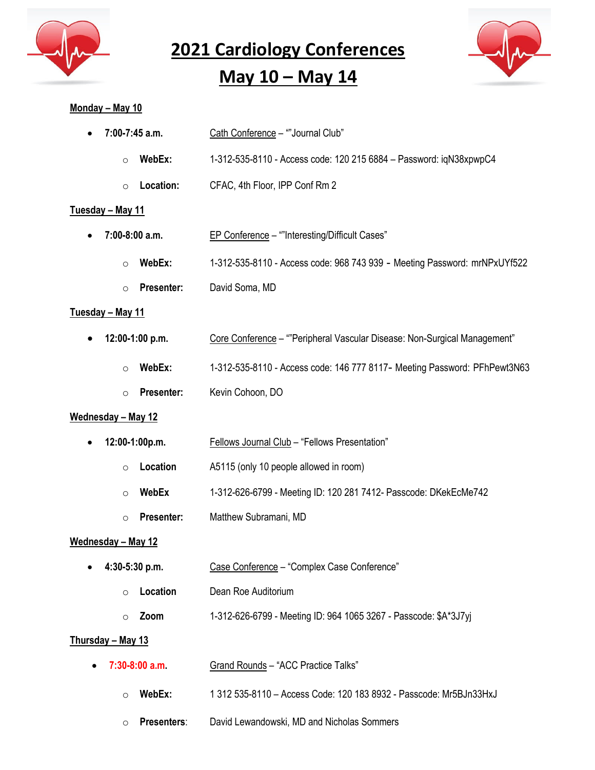# 2021 Cardiology Conferences

# May 10 – May 14

**Monday – May 10**

- **7:00-7:45 a.m.** Cath Conference – ""Journal Club"
  - **WebEx:** 1-312-535-8110 - Access code: 120 215 6884 – Password: iqN38xpwpC4
  - **Location:** CFAC, 4th Floor, IPP Conf Rm 2

**Tuesday – May 11**

- **7:00-8:00 a.m.** EP Conference – ""Interesting/Difficult Cases"
  - **WebEx:** 1-312-535-8110 - Access code: 968 743 939 - Meeting Password: mrNPxUYf522
  - **Presenter:** David Soma, MD

**Tuesday – May 11**

- **12:00-1:00 p.m.** Core Conference – ""Peripheral Vascular Disease: Non-Surgical Management"
  - **WebEx:** 1-312-535-8110 - Access code: 146 777 8117- Meeting Password: PFhPewt3N63
  - **Presenter:** Kevin Cohoon, DO

**Wednesday – May 12**

- **12:00-1:00p.m.** Fellows Journal Club – "Fellows Presentation"
  - **Location** A5115 (only 10 people allowed in room)
  - **WebEx** 1-312-626-6799 - Meeting ID: 120 281 7412- Passcode: DKekEcMe742
  - **Presenter:** Matthew Subramani, MD

**Wednesday – May 12**

- **4:30-5:30 p.m.** Case Conference – "Complex Case Conference"
  - **Location** Dean Roe Auditorium
  - **Zoom** 1-312-626-6799 - Meeting ID: 964 1065 3267 - Passcode: $A*3J7yj

**Thursday – May 13**

- **7:30-8:00 a.m.** Grand Rounds – "ACC Practice Talks"
  - **WebEx:** 1 312 535-8110 – Access Code: 120 183 8932 - Passcode: Mr5BJn33HxJ
  - **Presenters**: David Lewandowski, MD and Nicholas Sommers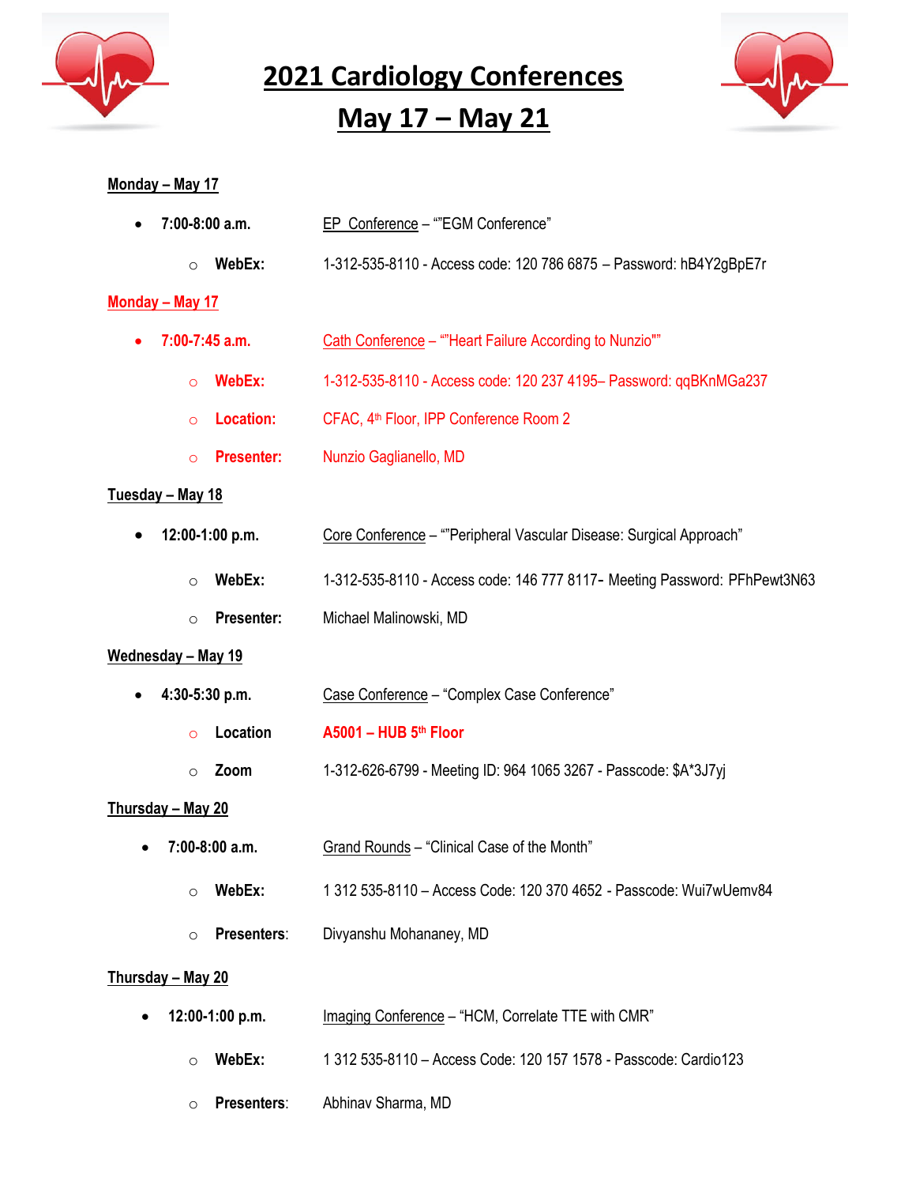# 2021 Cardiology Conferences

# May 17 – May 21

**Monday – May 17**

- **7:00-8:00 a.m.** EP Conference – “”EGM Conference”
  - **WebEx:** 1-312-535-8110 - Access code: 120 786 6875 – Password: hB4Y2gBpE7r

**Monday – May 17**

- **7:00-7:45 a.m.** Cath Conference – “”Heart Failure According to Nunzio””
  - **WebEx:** 1-312-535-8110 - Access code: 120 237 4195– Password: qqBKnMGa237
  - **Location:** CFAC, 4th Floor, IPP Conference Room 2
  - **Presenter:** Nunzio Gaglianello, MD

**Tuesday – May 18**

- **12:00-1:00 p.m.** Core Conference – “”Peripheral Vascular Disease: Surgical Approach”
  - **WebEx:** 1-312-535-8110 - Access code: 146 777 8117- Meeting Password: PFhPewt3N63
  - **Presenter:** Michael Malinowski, MD

**Wednesday – May 19**

- **4:30-5:30 p.m.** Case Conference – “Complex Case Conference”
  - **Location** **A5001 – HUB 5th Floor**
  - **Zoom** 1-312-626-6799 - Meeting ID: 964 1065 3267 - Passcode: $A*3J7yj

**Thursday – May 20**

- **7:00-8:00 a.m.** Grand Rounds – “Clinical Case of the Month”
  - **WebEx:** 1 312 535-8110 – Access Code: 120 370 4652 - Passcode: Wui7wUemv84
  - **Presenters**: Divyanshu Mohananey, MD

**Thursday – May 20**

- **12:00-1:00 p.m.** Imaging Conference – “HCM, Correlate TTE with CMR”
  - **WebEx:** 1 312 535-8110 – Access Code: 120 157 1578 - Passcode: Cardio123
  - **Presenters**: Abhinav Sharma, MD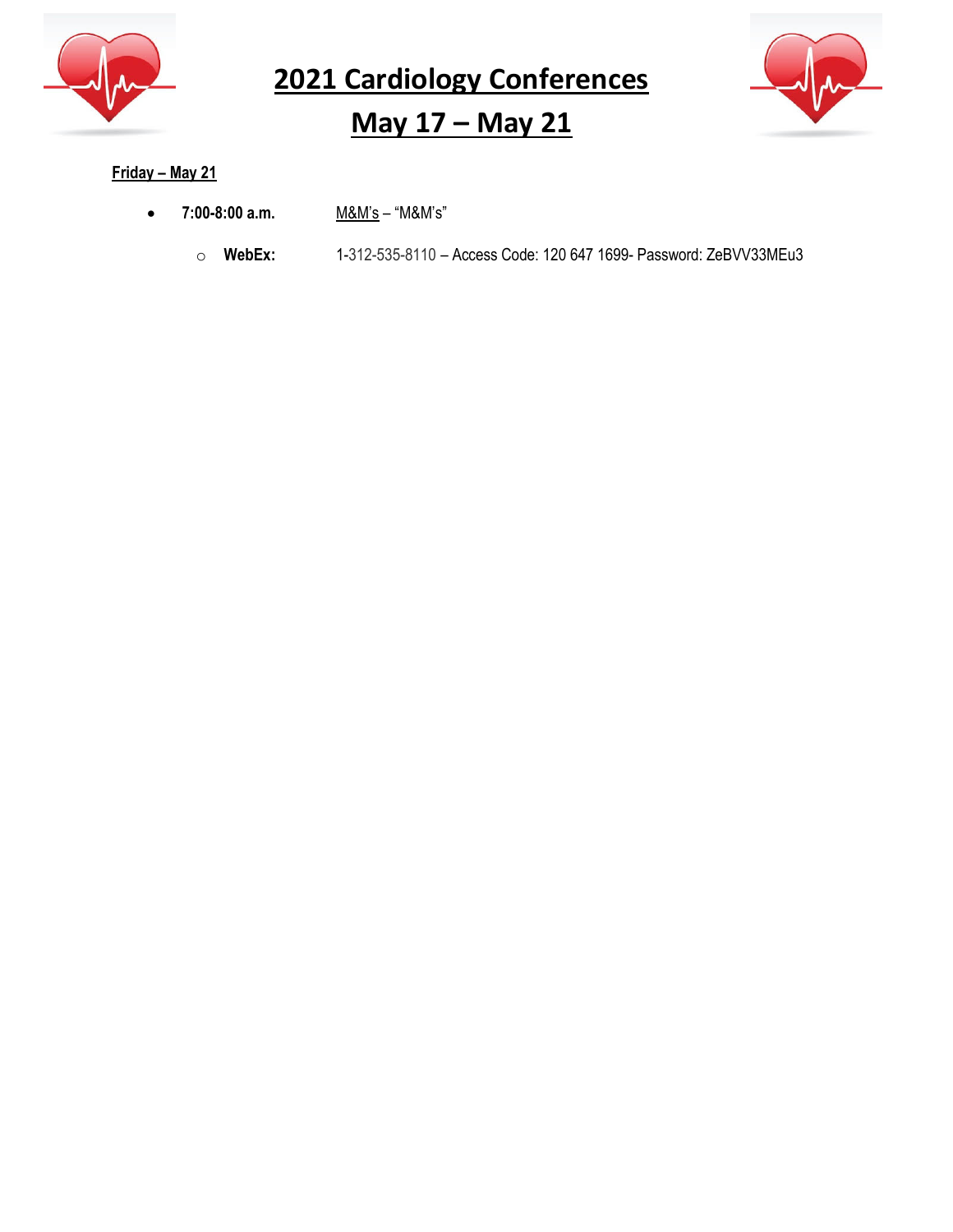# 2021 Cardiology Conferences

# May 17 – May 21

**Friday – May 21**

- **7:00-8:00 a.m.** M&M's – "M&M's"
  - **WebEx:** 1-312-535-8110 – Access Code: 120 647 1699- Password: ZeBVV33MEu3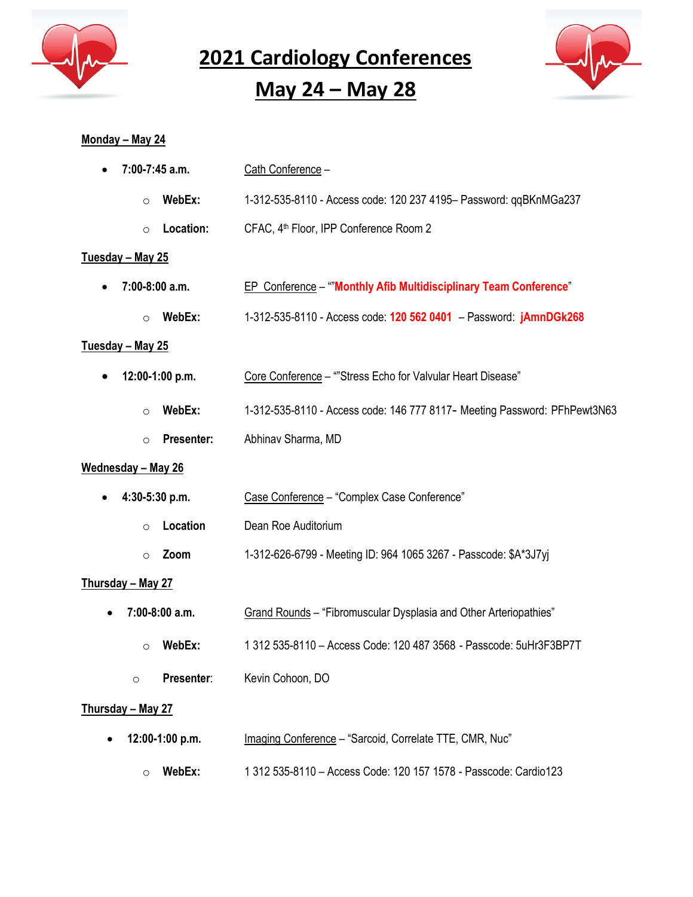# 2021 Cardiology Conferences

# May 24 – May 28

**Monday – May 24**

- **7:00-7:45 a.m.** Cath Conference –
  - **WebEx:** 1-312-535-8110 - Access code: 120 237 4195– Password: qqBKnMGa237
  - **Location:** CFAC, 4th Floor, IPP Conference Room 2

**Tuesday – May 25**

- **7:00-8:00 a.m.** EP Conference – ""**Monthly Afib Multidisciplinary Team Conference**"
  - **WebEx:** 1-312-535-8110 - Access code: **120 562 0401** – Password: **jAmnDGk268**

**Tuesday – May 25**

- **12:00-1:00 p.m.** Core Conference – ""Stress Echo for Valvular Heart Disease"
  - **WebEx:** 1-312-535-8110 - Access code: 146 777 8117- Meeting Password: PFhPewt3N63
  - **Presenter:** Abhinav Sharma, MD

**Wednesday – May 26**

- **4:30-5:30 p.m.** Case Conference – "Complex Case Conference"
  - **Location** Dean Roe Auditorium
  - **Zoom** 1-312-626-6799 - Meeting ID: 964 1065 3267 - Passcode: $A*3J7yj

**Thursday – May 27**

- **7:00-8:00 a.m.** Grand Rounds – "Fibromuscular Dysplasia and Other Arteriopathies"
  - **WebEx:** 1 312 535-8110 – Access Code: 120 487 3568 - Passcode: 5uHr3F3BP7T
  - **Presenter**: Kevin Cohoon, DO

**Thursday – May 27**

- **12:00-1:00 p.m.** Imaging Conference – "Sarcoid, Correlate TTE, CMR, Nuc"
  - **WebEx:** 1 312 535-8110 – Access Code: 120 157 1578 - Passcode: Cardio123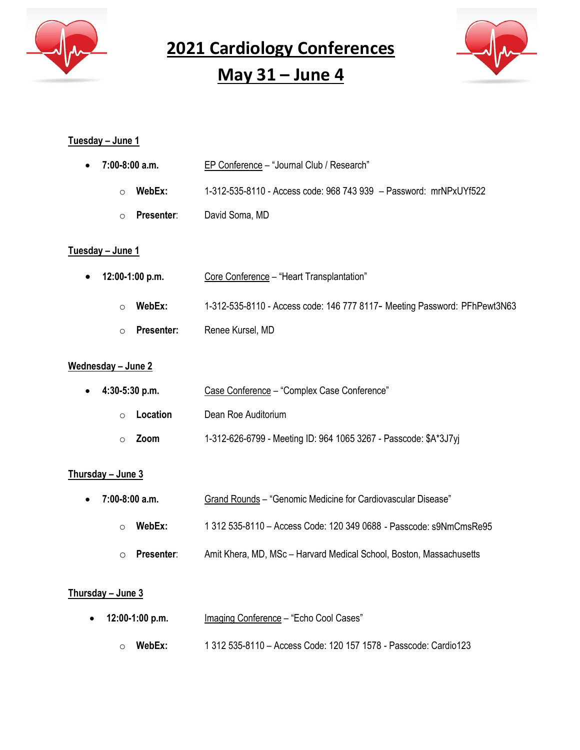# 2021 Cardiology Conferences

## May 31 – June 4

**Tuesday – June 1**

- **7:00-8:00 a.m.** EP Conference – "Journal Club / Research"
  - **WebEx:** 1-312-535-8110 - Access code: 968 743 939 – Password: mrNPxUYf522
  - **Presenter:** David Soma, MD

**Tuesday – June 1**

- **12:00-1:00 p.m.** Core Conference – "Heart Transplantation"
  - **WebEx:** 1-312-535-8110 - Access code: 146 777 8117- Meeting Password: PFhPewt3N63
  - **Presenter:** Renee Kursel, MD

**Wednesday – June 2**

- **4:30-5:30 p.m.** Case Conference – "Complex Case Conference"
  - **Location** Dean Roe Auditorium
  - **Zoom** 1-312-626-6799 - Meeting ID: 964 1065 3267 - Passcode: $A*3J7yj

**Thursday – June 3**

- **7:00-8:00 a.m.** Grand Rounds – "Genomic Medicine for Cardiovascular Disease"
  - **WebEx:** 1 312 535-8110 – Access Code: 120 349 0688 - Passcode: s9NmCmsRe95
  - **Presenter:** Amit Khera, MD, MSc – Harvard Medical School, Boston, Massachusetts

**Thursday – June 3**

- **12:00-1:00 p.m.** Imaging Conference – "Echo Cool Cases"
  - **WebEx:** 1 312 535-8110 – Access Code: 120 157 1578 - Passcode: Cardio123